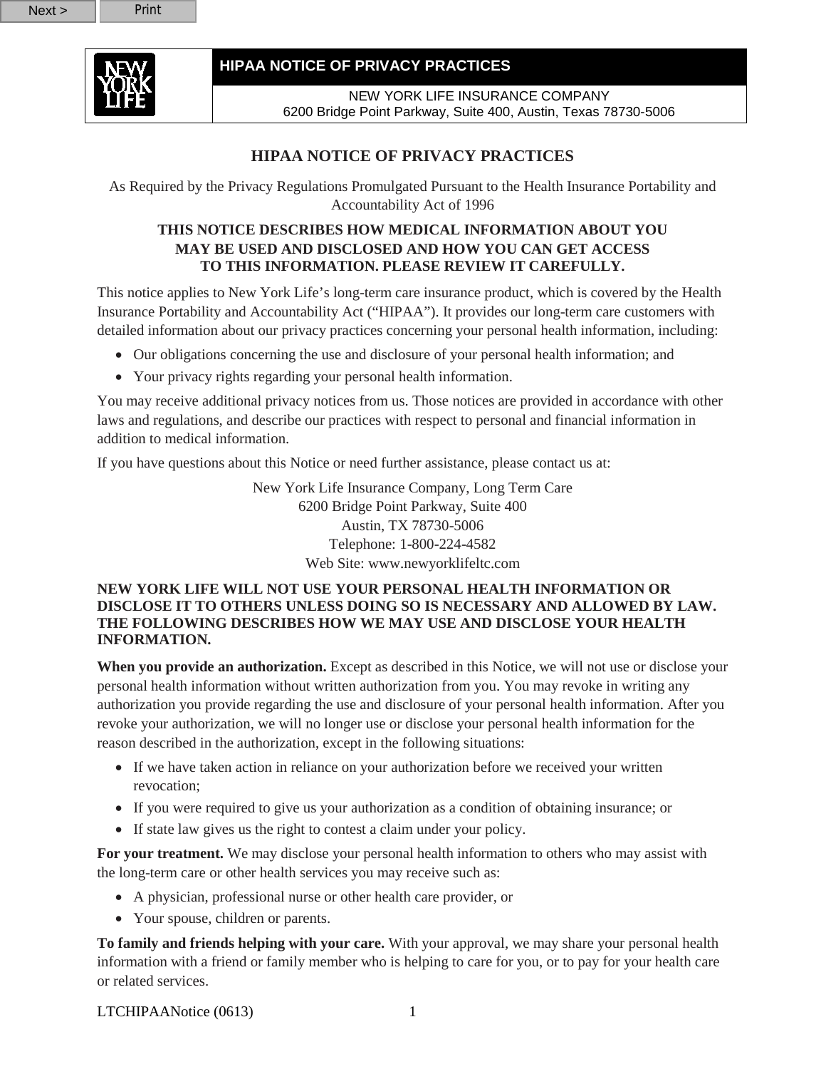| HIPAA NOTICE OF PRIVACY PRACTICES |
| --- |
| NEW YORK LIFE INSURANCE COMPANY<br>6200 Bridge Point Parkway, Suite 400, Austin, Texas 78730-5006 |

# HIPAA NOTICE OF PRIVACY PRACTICES

As Required by the Privacy Regulations Promulgated Pursuant to the Health Insurance Portability and Accountability Act of 1996

**THIS NOTICE DESCRIBES HOW MEDICAL INFORMATION ABOUT YOU MAY BE USED AND DISCLOSED AND HOW YOU CAN GET ACCESS TO THIS INFORMATION. PLEASE REVIEW IT CAREFULLY.**

This notice applies to New York Life's long-term care insurance product, which is covered by the Health Insurance Portability and Accountability Act ("HIPAA"). It provides our long-term care customers with detailed information about our privacy practices concerning your personal health information, including:

- Our obligations concerning the use and disclosure of your personal health information; and
- Your privacy rights regarding your personal health information.

You may receive additional privacy notices from us. Those notices are provided in accordance with other laws and regulations, and describe our practices with respect to personal and financial information in addition to medical information.

If you have questions about this Notice or need further assistance, please contact us at:

New York Life Insurance Company, Long Term Care
6200 Bridge Point Parkway, Suite 400
Austin, TX 78730-5006
Telephone: 1-800-224-4582
Web Site: www.newyorklifeltc.com

**NEW YORK LIFE WILL NOT USE YOUR PERSONAL HEALTH INFORMATION OR DISCLOSE IT TO OTHERS UNLESS DOING SO IS NECESSARY AND ALLOWED BY LAW. THE FOLLOWING DESCRIBES HOW WE MAY USE AND DISCLOSE YOUR HEALTH INFORMATION.**

**When you provide an authorization.** Except as described in this Notice, we will not use or disclose your personal health information without written authorization from you. You may revoke in writing any authorization you provide regarding the use and disclosure of your personal health information. After you revoke your authorization, we will no longer use or disclose your personal health information for the reason described in the authorization, except in the following situations:

- If we have taken action in reliance on your authorization before we received your written revocation;
- If you were required to give us your authorization as a condition of obtaining insurance; or
- If state law gives us the right to contest a claim under your policy.

**For your treatment.** We may disclose your personal health information to others who may assist with the long-term care or other health services you may receive such as:

- A physician, professional nurse or other health care provider, or
- Your spouse, children or parents.

**To family and friends helping with your care.** With your approval, we may share your personal health information with a friend or family member who is helping to care for you, or to pay for your health care or related services.

LTCHIPAANotice (0613)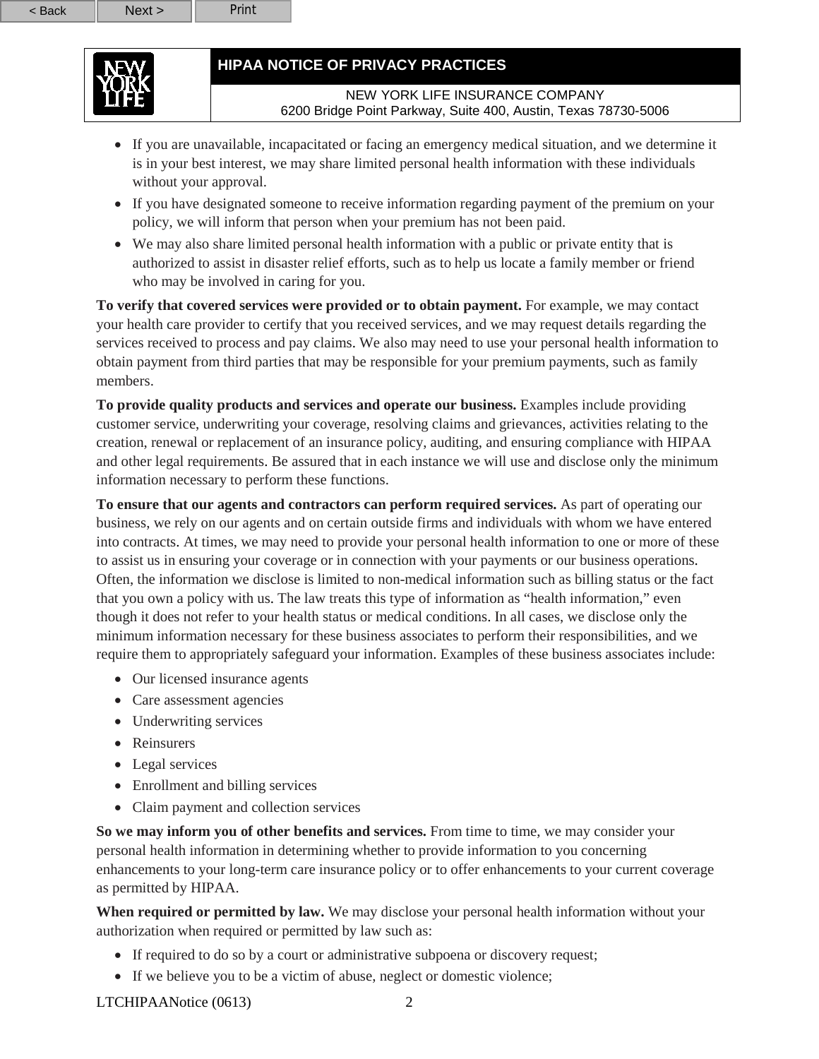- If you are unavailable, incapacitated or facing an emergency medical situation, and we determine it is in your best interest, we may share limited personal health information with these individuals without your approval.
- If you have designated someone to receive information regarding payment of the premium on your policy, we will inform that person when your premium has not been paid.
- We may also share limited personal health information with a public or private entity that is authorized to assist in disaster relief efforts, such as to help us locate a family member or friend who may be involved in caring for you.

**To verify that covered services were provided or to obtain payment.** For example, we may contact your health care provider to certify that you received services, and we may request details regarding the services received to process and pay claims. We also may need to use your personal health information to obtain payment from third parties that may be responsible for your premium payments, such as family members.

**To provide quality products and services and operate our business.** Examples include providing customer service, underwriting your coverage, resolving claims and grievances, activities relating to the creation, renewal or replacement of an insurance policy, auditing, and ensuring compliance with HIPAA and other legal requirements. Be assured that in each instance we will use and disclose only the minimum information necessary to perform these functions.

**To ensure that our agents and contractors can perform required services.** As part of operating our business, we rely on our agents and on certain outside firms and individuals with whom we have entered into contracts. At times, we may need to provide your personal health information to one or more of these to assist us in ensuring your coverage or in connection with your payments or our business operations. Often, the information we disclose is limited to non-medical information such as billing status or the fact that you own a policy with us. The law treats this type of information as "health information," even though it does not refer to your health status or medical conditions. In all cases, we disclose only the minimum information necessary for these business associates to perform their responsibilities, and we require them to appropriately safeguard your information. Examples of these business associates include:

- Our licensed insurance agents
- Care assessment agencies
- Underwriting services
- Reinsurers
- Legal services
- Enrollment and billing services
- Claim payment and collection services

**So we may inform you of other benefits and services.** From time to time, we may consider your personal health information in determining whether to provide information to you concerning enhancements to your long-term care insurance policy or to offer enhancements to your current coverage as permitted by HIPAA.

**When required or permitted by law.** We may disclose your personal health information without your authorization when required or permitted by law such as:

- If required to do so by a court or administrative subpoena or discovery request;
- If we believe you to be a victim of abuse, neglect or domestic violence;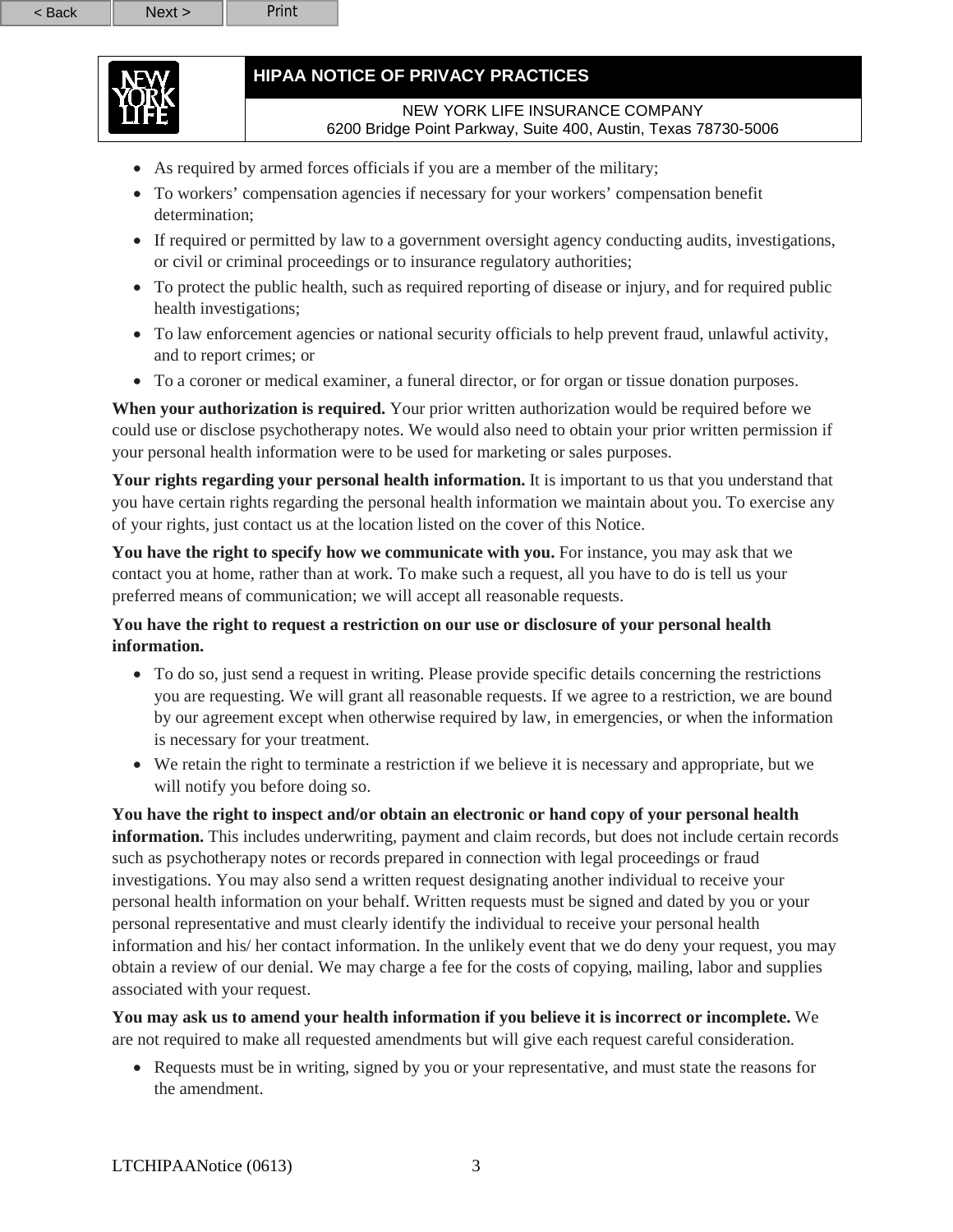- As required by armed forces officials if you are a member of the military;
- To workers' compensation agencies if necessary for your workers' compensation benefit determination;
- If required or permitted by law to a government oversight agency conducting audits, investigations, or civil or criminal proceedings or to insurance regulatory authorities;
- To protect the public health, such as required reporting of disease or injury, and for required public health investigations;
- To law enforcement agencies or national security officials to help prevent fraud, unlawful activity, and to report crimes; or
- To a coroner or medical examiner, a funeral director, or for organ or tissue donation purposes.

**When your authorization is required.** Your prior written authorization would be required before we could use or disclose psychotherapy notes. We would also need to obtain your prior written permission if your personal health information were to be used for marketing or sales purposes.

**Your rights regarding your personal health information.** It is important to us that you understand that you have certain rights regarding the personal health information we maintain about you. To exercise any of your rights, just contact us at the location listed on the cover of this Notice.

**You have the right to specify how we communicate with you.** For instance, you may ask that we contact you at home, rather than at work. To make such a request, all you have to do is tell us your preferred means of communication; we will accept all reasonable requests.

**You have the right to request a restriction on our use or disclosure of your personal health information.**

- To do so, just send a request in writing. Please provide specific details concerning the restrictions you are requesting. We will grant all reasonable requests. If we agree to a restriction, we are bound by our agreement except when otherwise required by law, in emergencies, or when the information is necessary for your treatment.
- We retain the right to terminate a restriction if we believe it is necessary and appropriate, but we will notify you before doing so.

**You have the right to inspect and/or obtain an electronic or hand copy of your personal health information.** This includes underwriting, payment and claim records, but does not include certain records such as psychotherapy notes or records prepared in connection with legal proceedings or fraud investigations. You may also send a written request designating another individual to receive your personal health information on your behalf. Written requests must be signed and dated by you or your personal representative and must clearly identify the individual to receive your personal health information and his/ her contact information. In the unlikely event that we do deny your request, you may obtain a review of our denial. We may charge a fee for the costs of copying, mailing, labor and supplies associated with your request.

**You may ask us to amend your health information if you believe it is incorrect or incomplete.** We are not required to make all requested amendments but will give each request careful consideration.

- Requests must be in writing, signed by you or your representative, and must state the reasons for the amendment.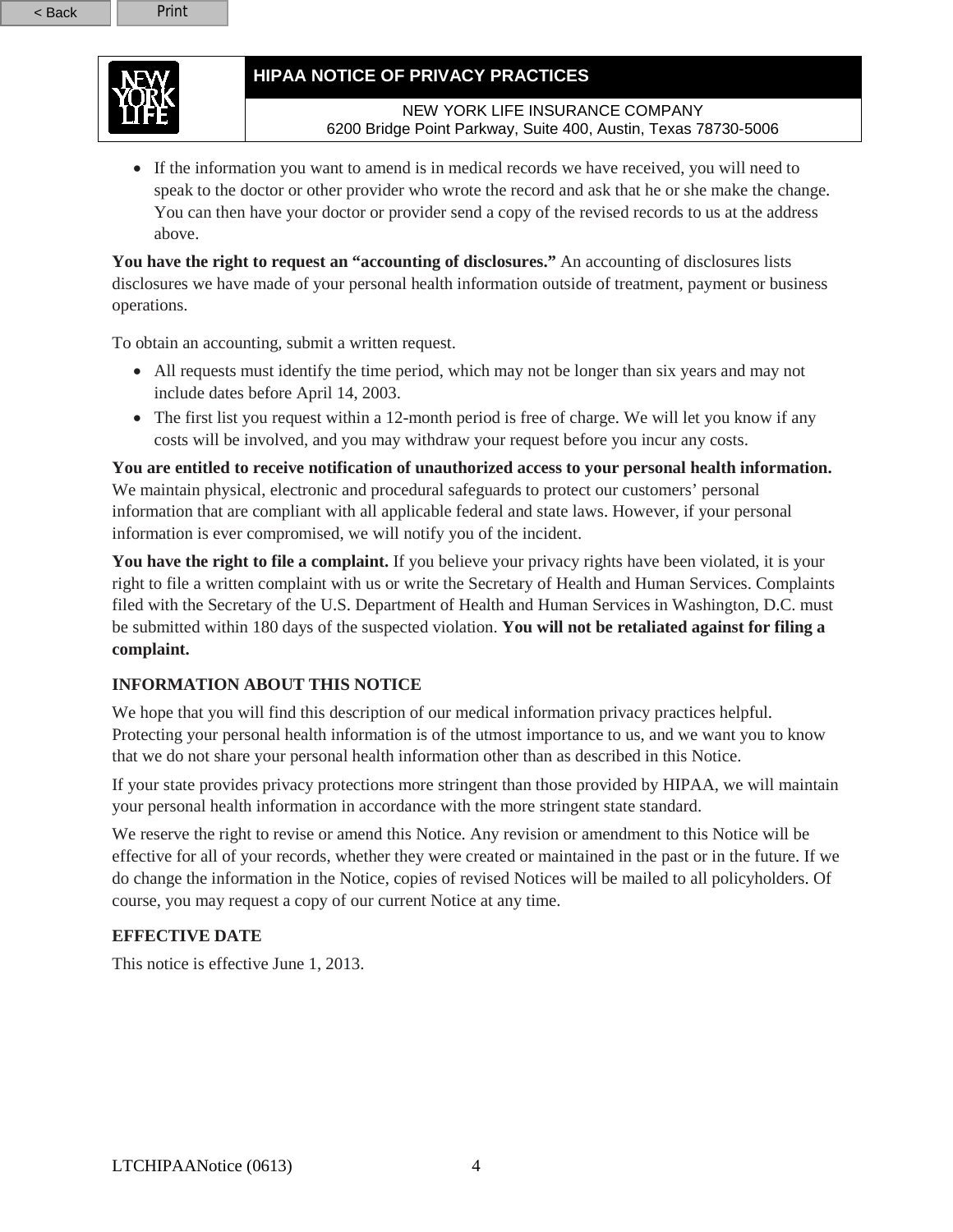- If the information you want to amend is in medical records we have received, you will need to speak to the doctor or other provider who wrote the record and ask that he or she make the change. You can then have your doctor or provider send a copy of the revised records to us at the address above.

**You have the right to request an "accounting of disclosures."** An accounting of disclosures lists disclosures we have made of your personal health information outside of treatment, payment or business operations.

To obtain an accounting, submit a written request.

- All requests must identify the time period, which may not be longer than six years and may not include dates before April 14, 2003.
- The first list you request within a 12-month period is free of charge. We will let you know if any costs will be involved, and you may withdraw your request before you incur any costs.

**You are entitled to receive notification of unauthorized access to your personal health information.** We maintain physical, electronic and procedural safeguards to protect our customers' personal information that are compliant with all applicable federal and state laws. However, if your personal information is ever compromised, we will notify you of the incident.

**You have the right to file a complaint.** If you believe your privacy rights have been violated, it is your right to file a written complaint with us or write the Secretary of Health and Human Services. Complaints filed with the Secretary of the U.S. Department of Health and Human Services in Washington, D.C. must be submitted within 180 days of the suspected violation. **You will not be retaliated against for filing a complaint.**

## INFORMATION ABOUT THIS NOTICE

We hope that you will find this description of our medical information privacy practices helpful. Protecting your personal health information is of the utmost importance to us, and we want you to know that we do not share your personal health information other than as described in this Notice.

If your state provides privacy protections more stringent than those provided by HIPAA, we will maintain your personal health information in accordance with the more stringent state standard.

We reserve the right to revise or amend this Notice. Any revision or amendment to this Notice will be effective for all of your records, whether they were created or maintained in the past or in the future. If we do change the information in the Notice, copies of revised Notices will be mailed to all policyholders. Of course, you may request a copy of our current Notice at any time.

## EFFECTIVE DATE

This notice is effective June 1, 2013.